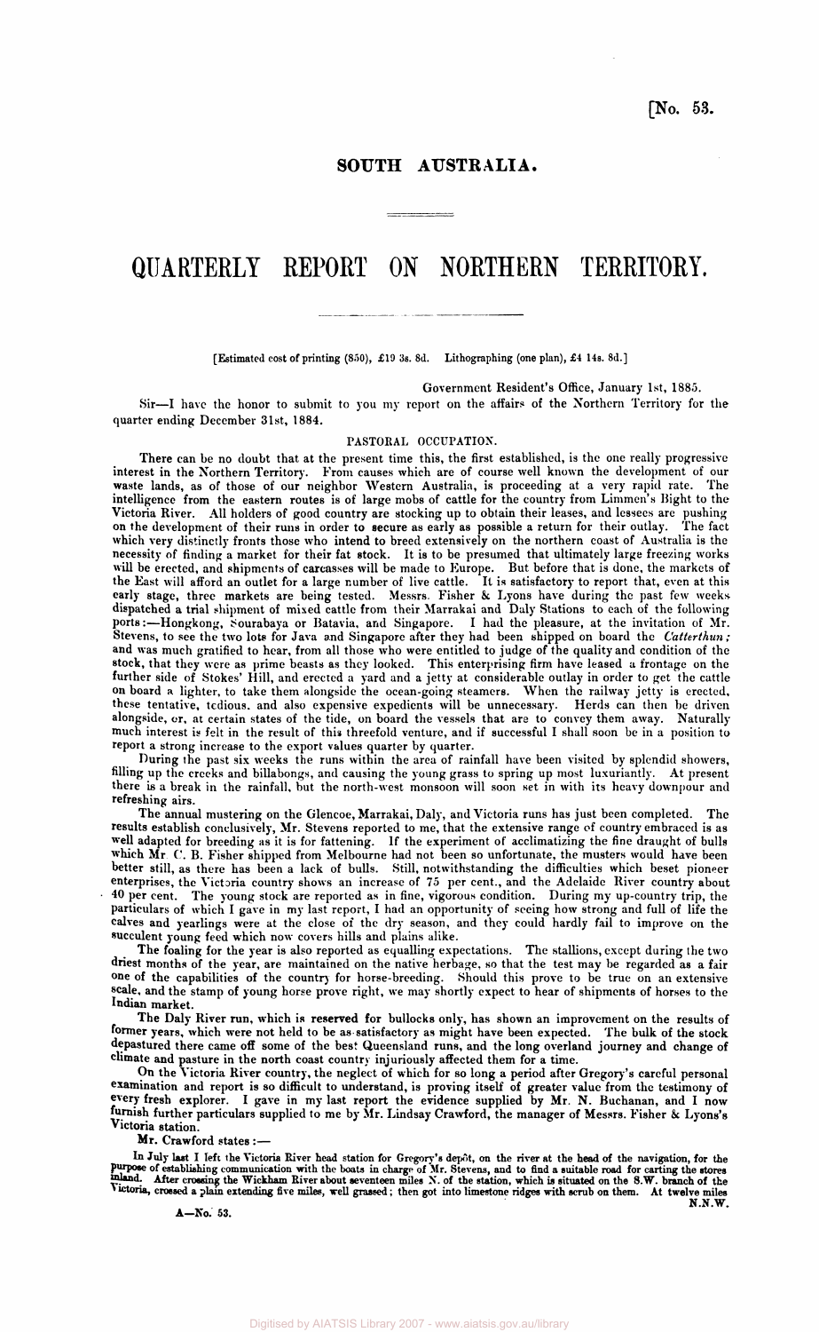[No. 53.

## SOUTH AUSTRALIA.

# QUARTERLY REPORT ON NORTHERN TERRITORY.

[Estimated cost of printing (850), £19 3s. 8d. Lithographing (one plan), £4 14s. 8d.]

Government Resident's Office, January 1st, 1885.

Sir—I have the honor to submit to you my report on the affairs of the Northern Territory for the quarter ending December 31st, 1884.

### PASTORAL OCCUPATION.

There can be no doubt that at the present time this, the first established, is the one really progressive interest in the Northern Territory. From causes which are of course well known the development of our waste lands, as of those of our neighbor Western Australia, is proceeding at a very rapid rate. The intelligence from the eastern routes is of large mobs of cattle for the country from Limmen's Bight to the Victoria River. All holders of good country are stocking up to obtain their leases, and lessees are pushing on the development of their runs in order to secure as early as possible a return for their outlay. The fact which very distinctly fronts those who intend to breed extensively on the northern coast of Australia is the necessity of finding a market for their fat stock. It is to be presumed that ultimately large freezing works will be erected, and shipments of carcasses will be made to Europe. But before that is done, the markets of the East will afford an outlet for a large number of live cattle. It is satisfactory to report that, even at this early stage, three markets are being tested. Messrs. Fisher & Lyons have during the past few weeks dispatched a trial shipment of mixed cattle from their Marrakai and Daly Stations to each of the following ports:—Hongkong, Sourabaya or Batavia, and Singapore. I had the pleasure, at the invitation of Mr. Stevens, to see the two lots for Java and Singapore after they had been shipped on board the *Catterthun;* and was much gratified to hear, from all those who were entitled to judge of the quality and condition of the stock, that they were as prime beasts as they looked. This enterprising firm have leased a frontage on the further side of Stokes' Hill, and erected a yard and a jetty at considerable outlay in order to get the cattle on board a lighter, to take them alongside the ocean-going steamers. When the railway jetty is erected, these tentative, tedious, and also expensive expedients will be unnecessary. Herds can then be driven alongside, or, at certain states of the tide, on board the vessels that are to convey them away. Naturally much interest is felt in the result of this threefold venture, and if successful I shall soon be in a position to report a strong increase to the export values quarter by quarter.

During the past six weeks the runs within the area of rainfall have been visited by splendid showers, filling up the creeks and billabongs, and causing the young grass to spring up most luxuriantly. At present there is a break in the rainfall, but the north-west monsoon will soon set in with its heavy downpour and refreshing airs.

The annual mustering on the Glencoe, Marrakai, Daly, and Victoria runs has just been completed. The results establish conclusively, Mr. Stevens reported to me, that the extensive range of country embraced is as well adapted for breeding as it is for fattening. If the experiment of acclimatizing the fine draught of bulls which Mr. C. B. Fisher shipped from Melbourne had not been so unfortunate, the musters would have been better still, as there has been a lack of bulls. Still, notwithstanding the difficulties which beset pioneer enterprises, the Victoria country shows an increase of 75 per cent., and the Adelaide River country about 40 per cent. The young stock are reported as in fine, vigorous condition. During my up-country trip, the particulars of which I gave in my last report, I had an opportunity of seeing how strong and full of life the calves and yearlings were at the close of the dry season, and they could hardly fail to improve on the succulent young feed which now covers hills and plains alike.

The foaling for the year is also reported as equalling expectations. The stallions, except during the two driest months of the year, are maintained on the native herbage, so that the test may be regarded as a fair one of the capabilities of the country for horse-breeding. Should this prove to be true on an extensive scale, and the stamp of young horse prove right, we may shortly expect to hear of shipments of horses to the Indian market.

The Daly River run, which is reserved for bullocks only, has shown an improvement on the results of former years, which were not held to be as satisfactory as might have been expected. The bulk of the stock depastured there came off some of the best Queensland runs, and the long overland journey and change of climate and pasture in the north coast country injuriously affected them for a time.

On the Victoria River country, the neglect of which for so long a period after Gregory's careful personal examination and report is so difficult to understand, is proving itself of greater value from the testimony of every fresh explorer. I gave in my last report the evidence supplied by Mr. N. Buchanan, and I now furnish further particulars supplied to me by Mr. Lindsay Crawford, the manager of Messrs. Fisher & Lyons's Victoria station.

Mr. Crawford states :—

In July last I left the Victoria River head station for Gregory's depôt, on the river at the head of the navigation, for the purpose of establishing communication with the boats in charge of Mr. Stevens, and to find a suitable road for carting the stores inland. After crossing the Wickham River about seventeen miles N. of the station, which is situated on the S.W. branch of the Victoria, crossed a plain extending five miles, well grassed; then got into limestone ridges with scrub on them. At twelve miles N.N.W.

A—No. 53.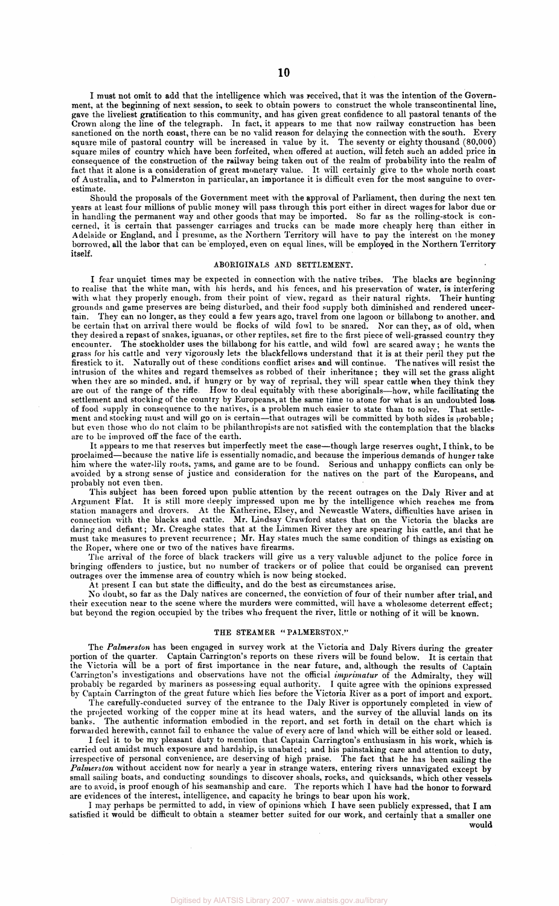I must not omit to add that the intelligence which was received, that it was the intention of the Government, at the beginning of next session, to seek to obtain powers to construct the whole transcontinental line, gave the liveliest gratification to this community, and has given great confidence to all pastoral tenants of the Crown along the line of the telegraph. In fact, it appears to me that now railway construction has been sanctioned on the north coast, there can be no valid reason for delaying the connection with the south. Every square mile of pastoral country will be increased in value by it. The seventy or eighty thousand (80,000) square miles of country which have been forfeited, when offered at auction, will fetch such an added price in consequence of the construction of the railway being taken out of the realm of probability into the realm of fact that it alone is a consideration of great monetary value. It will certainly give to the whole north coast of Australia, and to Palmerston in particular, an importance it is difficult even for the most sanguine to over-estimate.

Should the proposals of the Government meet with the approval of Parliament, then during the next ten years at least four millions of public money will pass through this port either in direct wages for labor due or in handling the permanent way and other goods that may be imported. So far as the rolling-stock is concerned, it is certain that passenger carriages and trucks can be made more cheaply here than either in Adelaide or England, and I presume, as the Northern Territory will have to pay the interest on the money borrowed, all the labor that can be employed, even on equal lines, will be employed in the Northern Territory itself.

## ABORIGINALS AND SETTLEMENT.

I fear unquiet times may be expected in connection with the native tribes. The blacks are beginning to realise that the white man, with his herds, and his fences, and his preservation of water, is interfering with what they properly enough, from their point of view, regard as their natural rights. Their hunting grounds and game preserves are being disturbed, and their food supply both diminished and rendered uncertain. They can no longer, as they could a few years ago, travel from one lagoon or billabong to another, and be certain that on arrival there would be flocks of wild fowl to be snared. Nor can they, as of old, when they desired a repast of snakes, iguanas, or other reptiles, set fire to the first piece of well-grassed country they encounter. The stockholder uses the billabong for his cattle, and wild fowl are scared away; he wants the grass for his cattle and very vigorously lets the blackfellows understand that it is at their peril they put the firestick to it. Naturally out of these conditions conflict arises and will continue. The natives will resist the intrusion of the whites and regard themselves as robbed of their inheritance; they will set the grass alight when they are so minded, and, if hungry or by way of reprisal, they will spear cattle when they think they are out of the range of the rifle. How to deal equitably with these aboriginals—how, while facilitating the settlement and stocking of the country by Europeans, at the same time to atone for what is an undoubted loss of food supply in consequence to the natives, is a problem much easier to state than to solve. That settlement and stocking must and will go on is certain—that outrages will be committed by both sides is probable; but even those who do not claim to be philanthropists are not satisfied with the contemplation that the blacks are to be improved off the face of the earth.

It appears to me that reserves but imperfectly meet the case—though large reserves ought, I think, to be proclaimed—because the native life is essentially nomadic, and because the imperious demands of hunger take him where the water-lily roots, yams, and game are to be found. Serious and unhappy conflicts can only be avoided by a strong sense of justice and consideration for the natives on the part of the Europeans, and probably not even then.

This subject has been forced upon public attention by the recent outrages on the Daly River and at Argument Flat. It is still more deeply impressed upon me by the intelligence which reaches me from station managers and drovers. At the Katherine, Elsey, and Newcastle Waters, difficulties have arisen in connection with the blacks and cattle. Mr. Lindsay Crawford states that on the Victoria the blacks are daring and defiant; Mr. Creaghe states that at the Limmen River they are spearing his cattle, and that he must take measures to prevent recurrence; Mr. Hay states much the same condition of things as existing on the Roper, where one or two of the natives have firearms.

The arrival of the force of black trackers will give us a very valuable adjunct to the police force in bringing offenders to justice, but no number of trackers or of police that could be organised can prevent outrages over the immense area of country which is now being stocked.

At present I can but state the difficulty, and do the best as circumstances arise.

No doubt, so far as the Daly natives are concerned, the conviction of four of their number after trial, and their execution near to the scene where the murders were committed, will have a wholesome deterrent effect; but beyond the region occupied by the tribes who frequent the river, little or nothing of it will be known.

## THE STEAMER "PALMERSTON."

The *Palmerston* has been engaged in survey work at the Victoria and Daly Rivers during the greater portion of the quarter. Captain Carrington's reports on these rivers will be found below. It is certain that the Victoria will be a port of first importance in the near future, and, although the results of Captain Carrington's investigations and observations have not the official *imprimatur* of the Admiralty, they will probably be regarded by mariners as possessing equal authority. I quite agree with the opinions expressed by Captain Carrington of the great future which lies before the Victoria River as a port of import and export.

The carefully-conducted survey of the entrance to the Daly River is opportunely completed in view of the projected working of the copper mine at its head waters, and the survey of the alluvial lands on its banks. The authentic information embodied in the report, and set forth in detail on the chart which is forwarded herewith, cannot fail to enhance the value of every acre of land which will be either sold or leased.

I feel it to be my pleasant duty to mention that Captain Carrington's enthusiasm in his work, which is carried out amidst much exposure and hardship, is unabated; and his painstaking care and attention to duty, irrespective of personal convenience, are deserving of high praise. The fact that he has been sailing the *Palmerston* without accident now for nearly a year in strange waters, entering rivers unnavigated except by small sailing boats, and conducting soundings to discover shoals, rocks, and quicksands, which other vessels are to avoid, is proof enough of his seamanship and care. The reports which I have had the honor to forward are evidences of the interest, intelligence, and capacity he brings to bear upon his work.

I may perhaps be permitted to add, in view of opinions which I have seen publicly expressed, that I am satisfied it would be difficult to obtain a steamer better suited for our work, and certainly that a smaller one would